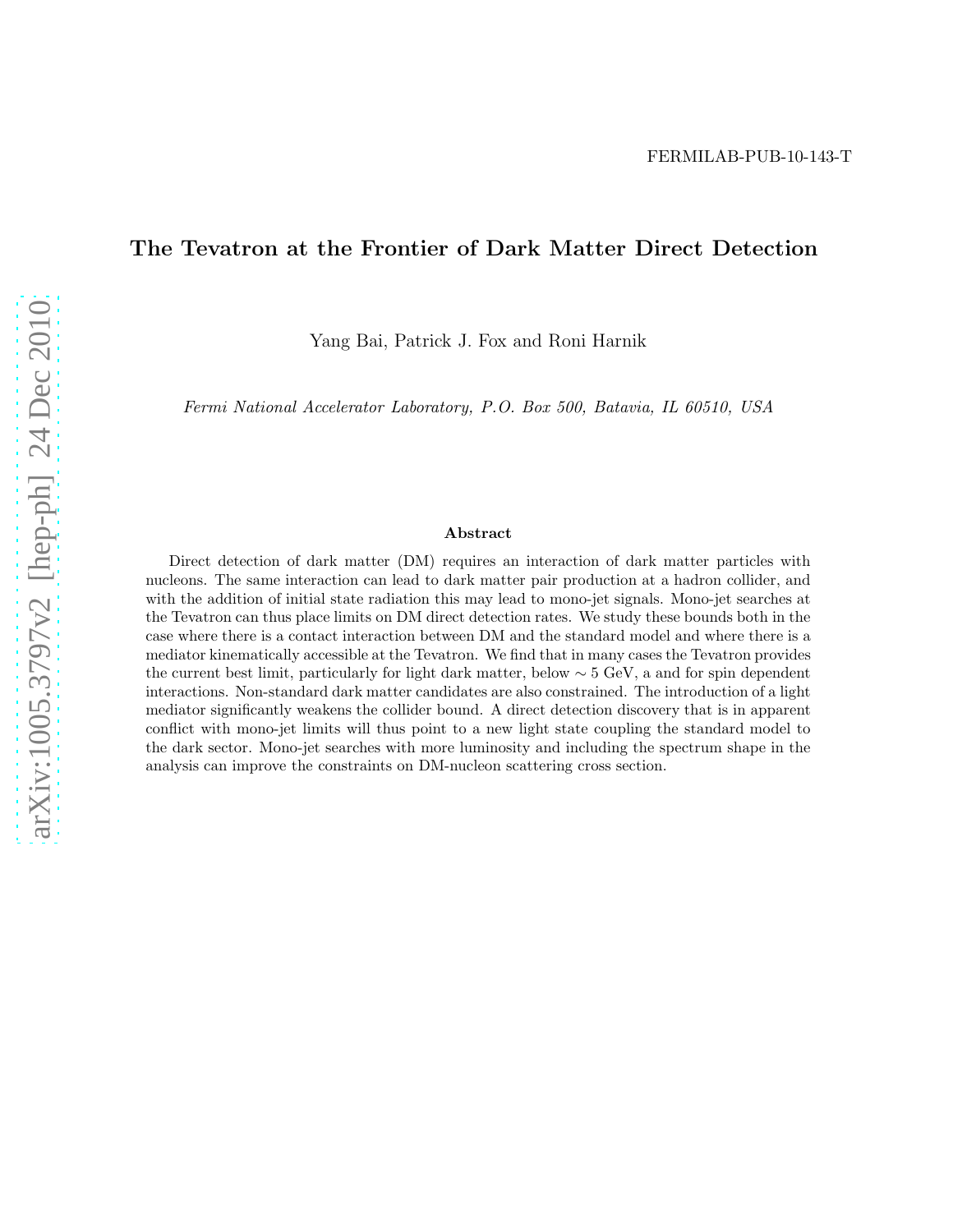FERMILAB-PUB-10-143-T

# The Tevatron at the Frontier of Dark Matter Direct Detection

Yang Bai, Patrick J. Fox and Roni Harnik

*Fermi National Accelerator Laboratory, P.O. Box 500, Batavia, IL 60510, USA*

### Abstract

Direct detection of dark matter (DM) requires an interaction of dark matter particles with nucleons. The same interaction can lead to dark matter pair production at a hadron collider, and with the addition of initial state radiation this may lead to mono-jet signals. Mono-jet searches at the Tevatron can thus place limits on DM direct detection rates. We study these bounds both in the case where there is a contact interaction between DM and the standard model and where there is a mediator kinematically accessible at the Tevatron. We find that in many cases the Tevatron provides the current best limit, particularly for light dark matter, below $\sim 5$ GeV, a and for spin dependent interactions. Non-standard dark matter candidates are also constrained. The introduction of a light mediator significantly weakens the collider bound. A direct detection discovery that is in apparent conflict with mono-jet limits will thus point to a new light state coupling the standard model to the dark sector. Mono-jet searches with more luminosity and including the spectrum shape in the analysis can improve the constraints on DM-nucleon scattering cross section.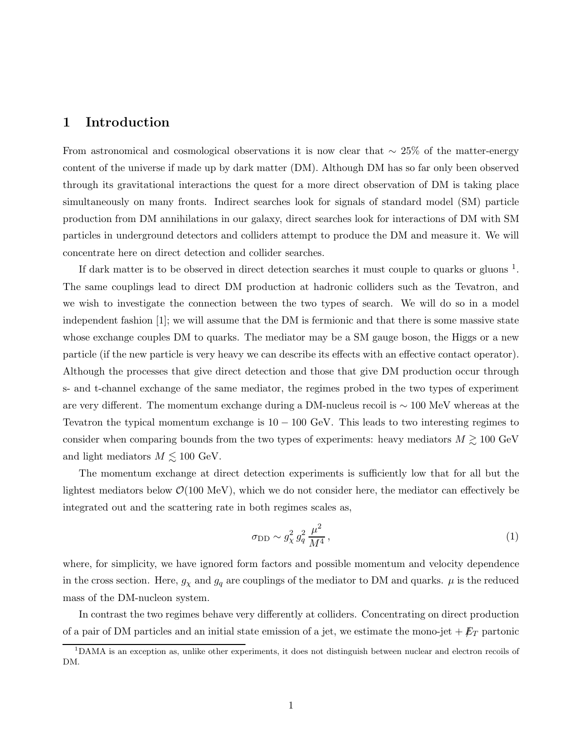# 1 Introduction

From astronomical and cosmological observations it is now clear that $\sim 25\%$ of the matter-energy content of the universe if made up by dark matter (DM). Although DM has so far only been observed through its gravitational interactions the quest for a more direct observation of DM is taking place simultaneously on many fronts. Indirect searches look for signals of standard model (SM) particle production from DM annihilations in our galaxy, direct searches look for interactions of DM with SM particles in underground detectors and colliders attempt to produce the DM and measure it. We will concentrate here on direct detection and collider searches.

If dark matter is to be observed in direct detection searches it must couple to quarks or gluons [1]. The same couplings lead to direct DM production at hadronic colliders such as the Tevatron, and we wish to investigate the connection between the two types of search. We will do so in a model independent fashion [1]; we will assume that the DM is fermionic and that there is some massive state whose exchange couples DM to quarks. The mediator may be a SM gauge boson, the Higgs or a new particle (if the new particle is very heavy we can describe its effects with an effective contact operator). Although the processes that give direct detection and those that give DM production occur through s- and t-channel exchange of the same mediator, the regimes probed in the two types of experiment are very different. The momentum exchange during a DM-nucleus recoil is $\sim 100$ MeV whereas at the Tevatron the typical momentum exchange is $10 - 100$ GeV. This leads to two interesting regimes to consider when comparing bounds from the two types of experiments: heavy mediators $M \gtrsim 100$ GeV and light mediators $M \lesssim 100$ GeV.

The momentum exchange at direct detection experiments is sufficiently low that for all but the lightest mediators below $\mathcal{O}(100\text{ MeV})$, which we do not consider here, the mediator can effectively be integrated out and the scattering rate in both regimes scales as,

$$\sigma_{\rm DD} \sim g_\chi^2 \, g_q^2 \, \frac{\mu^2}{M^4} \,, \tag{1}$$

where, for simplicity, we have ignored form factors and possible momentum and velocity dependence in the cross section. Here, $g_\chi$ and $g_q$ are couplings of the mediator to DM and quarks. $\mu$ is the reduced mass of the DM-nucleon system.

In contrast the two regimes behave very differently at colliders. Concentrating on direct production of a pair of DM particles and an initial state emission of a jet, we estimate the mono-jet + $\not\!\!E_T$ partonic

[1] DAMA is an exception as, unlike other experiments, it does not distinguish between nuclear and electron recoils of DM.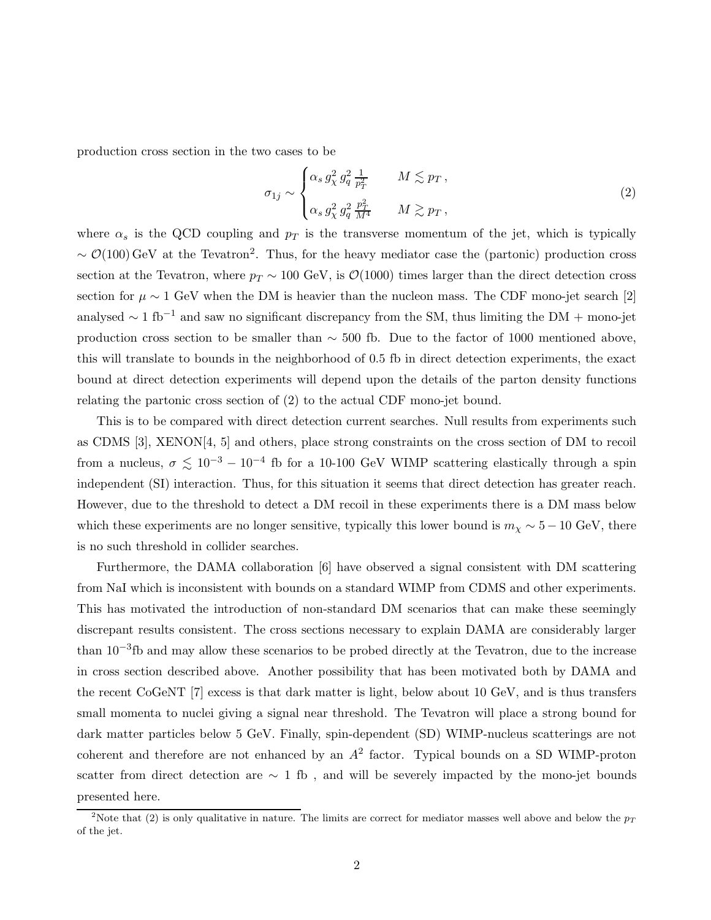production cross section in the two cases to be

$$
\sigma_{1j} \sim \begin{cases} \alpha_s \, g_\chi^2 \, g_q^2 \, \frac{1}{p_T^2} & M \lesssim p_T \,, \\ \\ \alpha_s \, g_\chi^2 \, g_q^2 \, \frac{p_T^2}{M^4} & M \gtrsim p_T \,, \end{cases} \tag{2}
$$

where $\alpha_s$ is the QCD coupling and $p_T$ is the transverse momentum of the jet, which is typically $\sim \mathcal{O}(100)$ GeV at the Tevatron[2]. Thus, for the heavy mediator case the (partonic) production cross section at the Tevatron, where $p_T \sim 100$ GeV, is $\mathcal{O}(1000)$ times larger than the direct detection cross section for $\mu \sim 1$ GeV when the DM is heavier than the nucleon mass. The CDF mono-jet search [2] analysed $\sim 1$ fb$^{-1}$ and saw no significant discrepancy from the SM, thus limiting the DM + mono-jet production cross section to be smaller than $\sim 500$ fb. Due to the factor of 1000 mentioned above, this will translate to bounds in the neighborhood of 0.5 fb in direct detection experiments, the exact bound at direct detection experiments will depend upon the details of the parton density functions relating the partonic cross section of (2) to the actual CDF mono-jet bound.

This is to be compared with direct detection current searches. Null results from experiments such as CDMS [3], XENON[4, 5] and others, place strong constraints on the cross section of DM to recoil from a nucleus, $\sigma \lesssim 10^{-3} - 10^{-4}$ fb for a 10-100 GeV WIMP scattering elastically through a spin independent (SI) interaction. Thus, for this situation it seems that direct detection has greater reach. However, due to the threshold to detect a DM recoil in these experiments there is a DM mass below which these experiments are no longer sensitive, typically this lower bound is $m_\chi \sim 5 - 10$ GeV, there is no such threshold in collider searches.

Furthermore, the DAMA collaboration [6] have observed a signal consistent with DM scattering from NaI which is inconsistent with bounds on a standard WIMP from CDMS and other experiments. This has motivated the introduction of non-standard DM scenarios that can make these seemingly discrepant results consistent. The cross sections necessary to explain DAMA are considerably larger than $10^{-3}$fb and may allow these scenarios to be probed directly at the Tevatron, due to the increase in cross section described above. Another possibility that has been motivated both by DAMA and the recent CoGeNT [7] excess is that dark matter is light, below about 10 GeV, and is thus transfers small momenta to nuclei giving a signal near threshold. The Tevatron will place a strong bound for dark matter particles below 5 GeV. Finally, spin-dependent (SD) WIMP-nucleus scatterings are not coherent and therefore are not enhanced by an $A^2$ factor. Typical bounds on a SD WIMP-proton scatter from direct detection are $\sim 1$ fb , and will be severely impacted by the mono-jet bounds presented here.

[2] Note that (2) is only qualitative in nature. The limits are correct for mediator masses well above and below the $p_T$ of the jet.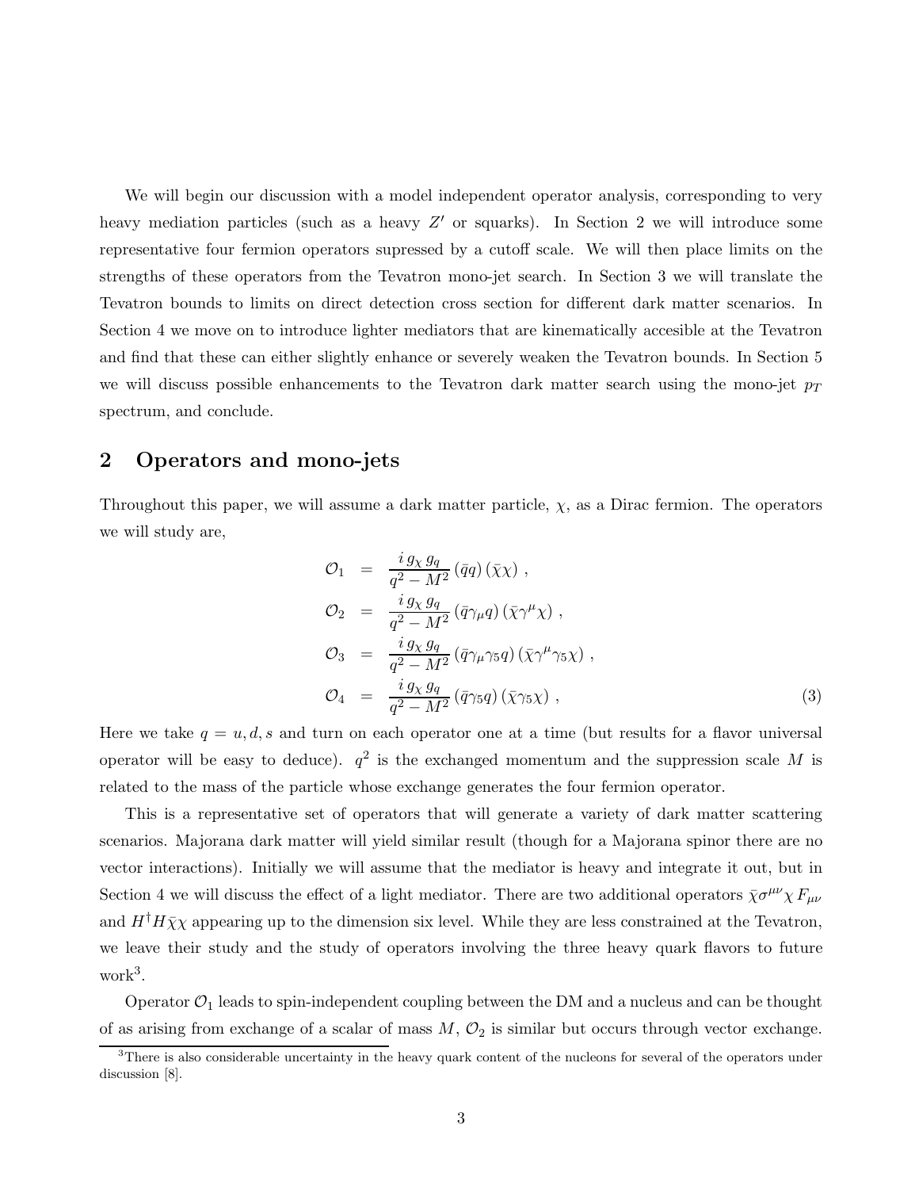We will begin our discussion with a model independent operator analysis, corresponding to very heavy mediation particles (such as a heavy $Z'$ or squarks). In Section 2 we will introduce some representative four fermion operators supressed by a cutoff scale. We will then place limits on the strengths of these operators from the Tevatron mono-jet search. In Section 3 we will translate the Tevatron bounds to limits on direct detection cross section for different dark matter scenarios. In Section 4 we move on to introduce lighter mediators that are kinematically accesible at the Tevatron and find that these can either slightly enhance or severely weaken the Tevatron bounds. In Section 5 we will discuss possible enhancements to the Tevatron dark matter search using the mono-jet $p_T$ spectrum, and conclude.

## 2 Operators and mono-jets

Throughout this paper, we will assume a dark matter particle, $\chi$, as a Dirac fermion. The operators we will study are,

$$
\begin{aligned}
\mathcal{O}_1 &= \frac{i\, g_\chi\, g_q}{q^2 - M^2} \left(\bar{q} q\right) \left(\bar{\chi}\chi\right) , \\
\mathcal{O}_2 &= \frac{i\, g_\chi\, g_q}{q^2 - M^2} \left(\bar{q}\gamma_\mu q\right) \left(\bar{\chi}\gamma^\mu \chi\right) , \\
\mathcal{O}_3 &= \frac{i\, g_\chi\, g_q}{q^2 - M^2} \left(\bar{q}\gamma_\mu \gamma_5 q\right) \left(\bar{\chi}\gamma^\mu \gamma_5 \chi\right) , \\
\mathcal{O}_4 &= \frac{i\, g_\chi\, g_q}{q^2 - M^2} \left(\bar{q}\gamma_5 q\right) \left(\bar{\chi}\gamma_5 \chi\right) ,
\end{aligned}
\tag{3}
$$

Here we take $q = u, d, s$ and turn on each operator one at a time (but results for a flavor universal operator will be easy to deduce). $q^2$ is the exchanged momentum and the suppression scale $M$ is related to the mass of the particle whose exchange generates the four fermion operator.

This is a representative set of operators that will generate a variety of dark matter scattering scenarios. Majorana dark matter will yield similar result (though for a Majorana spinor there are no vector interactions). Initially we will assume that the mediator is heavy and integrate it out, but in Section 4 we will discuss the effect of a light mediator. There are two additional operators $\bar{\chi}\sigma^{\mu\nu}\chi\, F_{\mu\nu}$ and $H^\dagger H \bar{\chi}\chi$ appearing up to the dimension six level. While they are less constrained at the Tevatron, we leave their study and the study of operators involving the three heavy quark flavors to future work[3].

Operator $\mathcal{O}_1$ leads to spin-independent coupling between the DM and a nucleus and can be thought of as arising from exchange of a scalar of mass $M$, $\mathcal{O}_2$ is similar but occurs through vector exchange.

[3] There is also considerable uncertainty in the heavy quark content of the nucleons for several of the operators under discussion [8].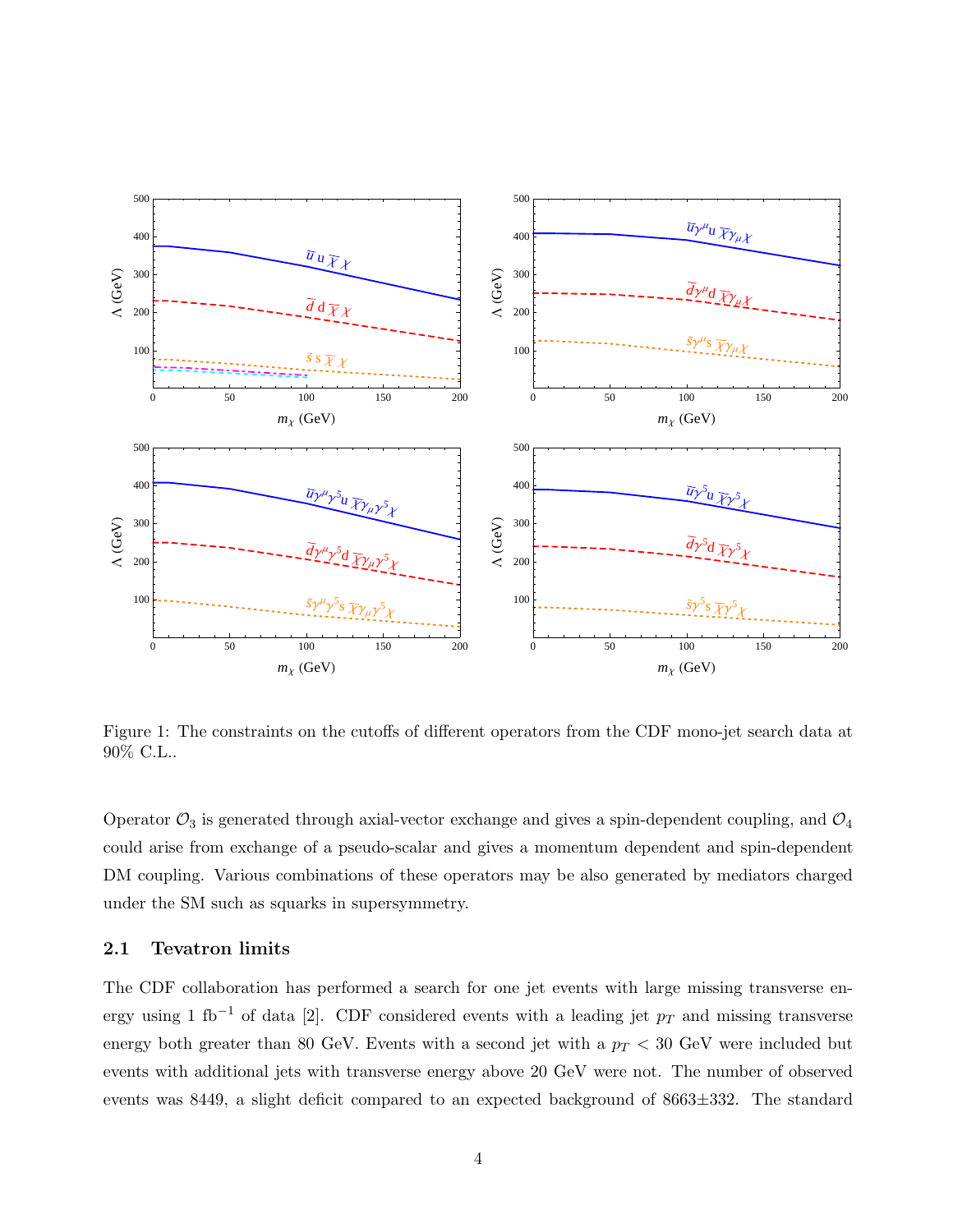Figure 1: The constraints on the cutoffs of different operators from the CDF mono-jet search data at 90% C.L..

Operator $\mathcal{O}_3$ is generated through axial-vector exchange and gives a spin-dependent coupling, and $\mathcal{O}_4$ could arise from exchange of a pseudo-scalar and gives a momentum dependent and spin-dependent DM coupling. Various combinations of these operators may be also generated by mediators charged under the SM such as squarks in supersymmetry.

### 2.1 Tevatron limits

The CDF collaboration has performed a search for one jet events with large missing transverse energy using 1 fb$^{-1}$ of data [2]. CDF considered events with a leading jet $p_T$ and missing transverse energy both greater than 80 GeV. Events with a second jet with a $p_T < 30$ GeV were included but events with additional jets with transverse energy above 20 GeV were not. The number of observed events was 8449, a slight deficit compared to an expected background of 8663±332. The standard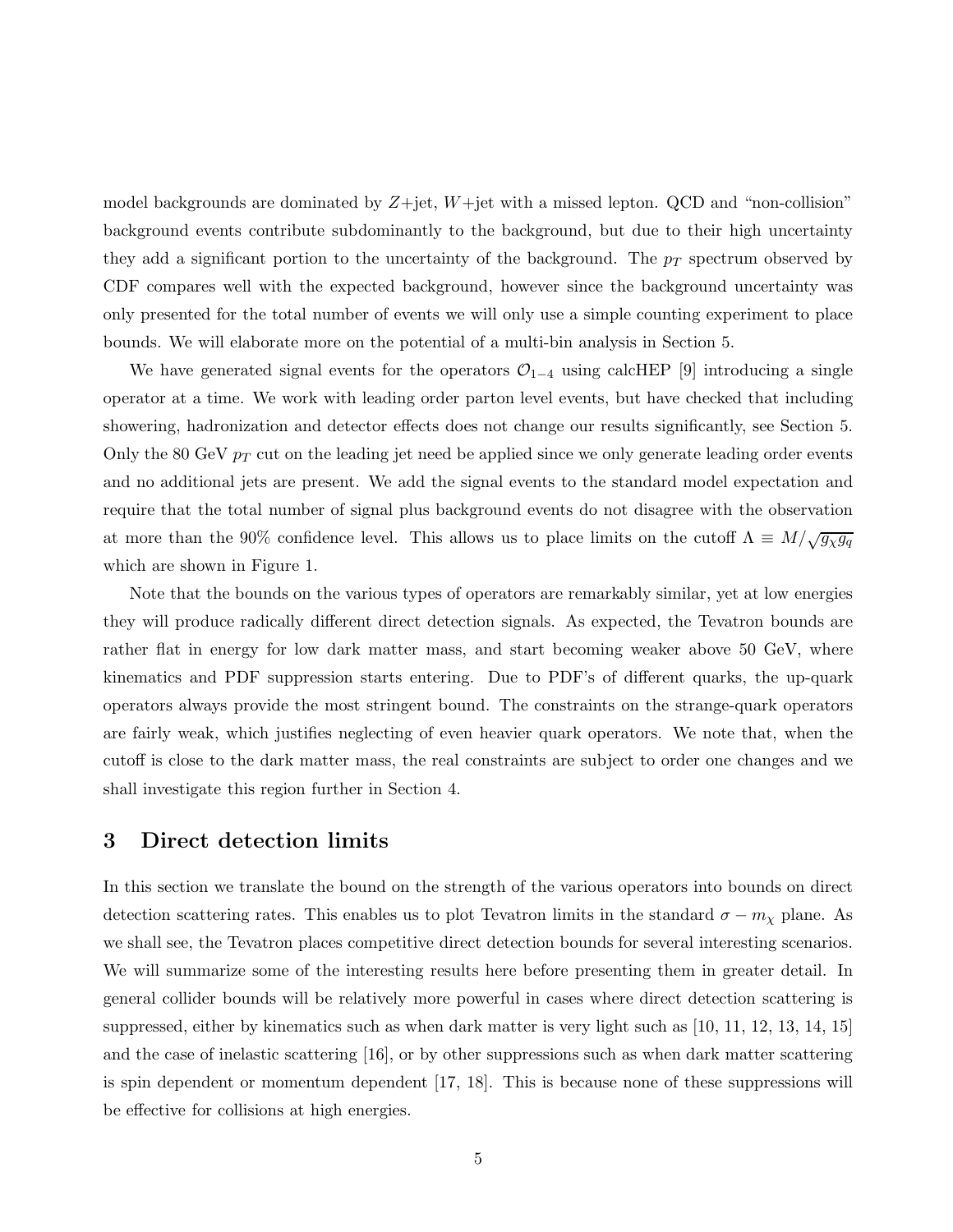model backgrounds are dominated by $Z$+jet, $W$+jet with a missed lepton. QCD and "non-collision" background events contribute subdominantly to the background, but due to their high uncertainty they add a significant portion to the uncertainty of the background. The $p_T$ spectrum observed by CDF compares well with the expected background, however since the background uncertainty was only presented for the total number of events we will only use a simple counting experiment to place bounds. We will elaborate more on the potential of a multi-bin analysis in Section 5.

We have generated signal events for the operators $\mathcal{O}_{1-4}$ using calcHEP [9] introducing a single operator at a time. We work with leading order parton level events, but have checked that including showering, hadronization and detector effects does not change our results significantly, see Section 5. Only the 80 GeV $p_T$ cut on the leading jet need be applied since we only generate leading order events and no additional jets are present. We add the signal events to the standard model expectation and require that the total number of signal plus background events do not disagree with the observation at more than the 90% confidence level. This allows us to place limits on the cutoff $\Lambda \equiv M/\sqrt{g_\chi g_q}$ which are shown in Figure 1.

Note that the bounds on the various types of operators are remarkably similar, yet at low energies they will produce radically different direct detection signals. As expected, the Tevatron bounds are rather flat in energy for low dark matter mass, and start becoming weaker above 50 GeV, where kinematics and PDF suppression starts entering. Due to PDF's of different quarks, the up-quark operators always provide the most stringent bound. The constraints on the strange-quark operators are fairly weak, which justifies neglecting of even heavier quark operators. We note that, when the cutoff is close to the dark matter mass, the real constraints are subject to order one changes and we shall investigate this region further in Section 4.

## 3 Direct detection limits

In this section we translate the bound on the strength of the various operators into bounds on direct detection scattering rates. This enables us to plot Tevatron limits in the standard $\sigma - m_\chi$ plane. As we shall see, the Tevatron places competitive direct detection bounds for several interesting scenarios. We will summarize some of the interesting results here before presenting them in greater detail. In general collider bounds will be relatively more powerful in cases where direct detection scattering is suppressed, either by kinematics such as when dark matter is very light such as [10, 11, 12, 13, 14, 15] and the case of inelastic scattering [16], or by other suppressions such as when dark matter scattering is spin dependent or momentum dependent [17, 18]. This is because none of these suppressions will be effective for collisions at high energies.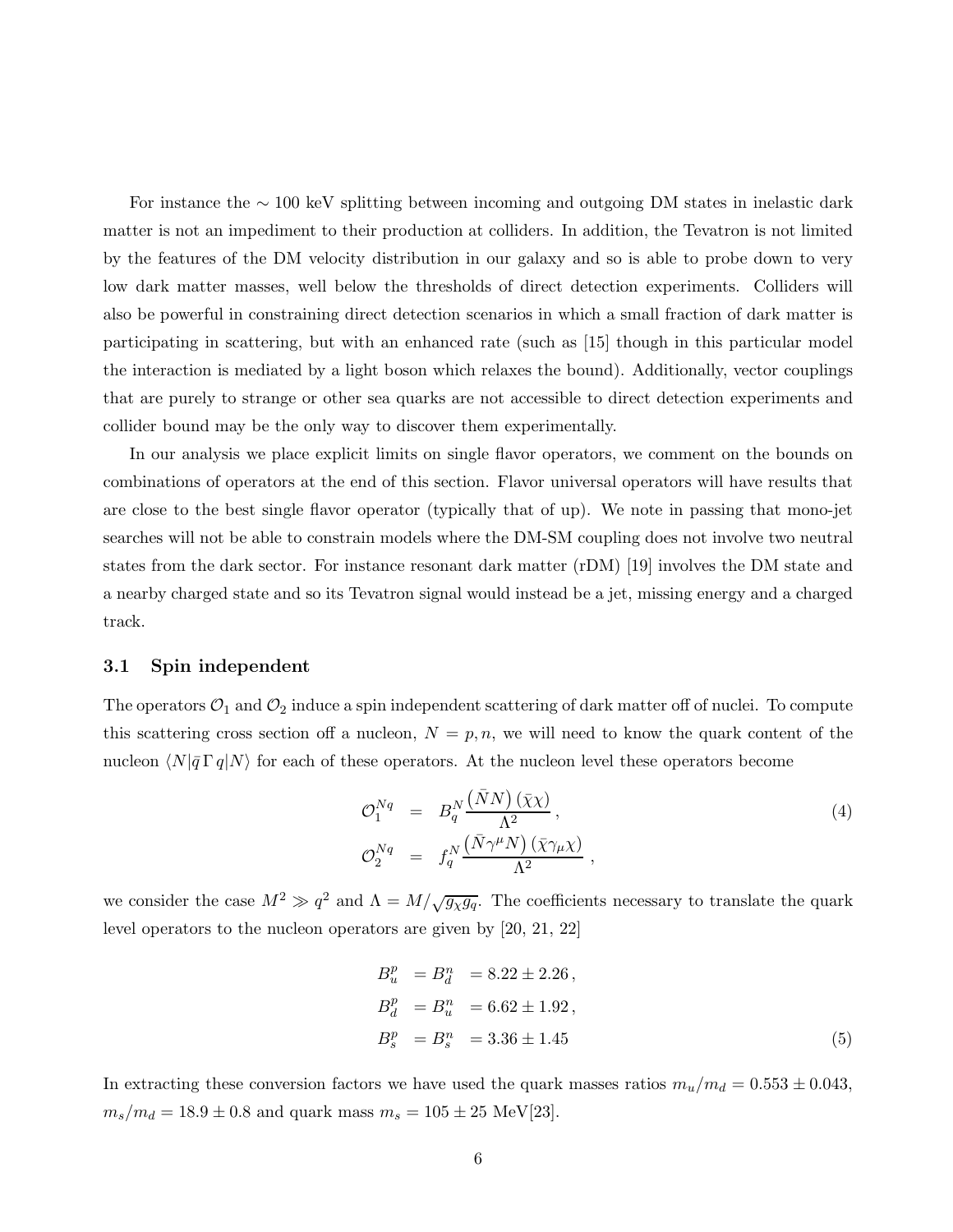For instance the $\sim 100$ keV splitting between incoming and outgoing DM states in inelastic dark matter is not an impediment to their production at colliders. In addition, the Tevatron is not limited by the features of the DM velocity distribution in our galaxy and so is able to probe down to very low dark matter masses, well below the thresholds of direct detection experiments. Colliders will also be powerful in constraining direct detection scenarios in which a small fraction of dark matter is participating in scattering, but with an enhanced rate (such as [15] though in this particular model the interaction is mediated by a light boson which relaxes the bound). Additionally, vector couplings that are purely to strange or other sea quarks are not accessible to direct detection experiments and collider bound may be the only way to discover them experimentally.

In our analysis we place explicit limits on single flavor operators, we comment on the bounds on combinations of operators at the end of this section. Flavor universal operators will have results that are close to the best single flavor operator (typically that of up). We note in passing that mono-jet searches will not be able to constrain models where the DM-SM coupling does not involve two neutral states from the dark sector. For instance resonant dark matter (rDM) [19] involves the DM state and a nearby charged state and so its Tevatron signal would instead be a jet, missing energy and a charged track.

### 3.1 Spin independent

The operators $\mathcal{O}_1$ and $\mathcal{O}_2$ induce a spin independent scattering of dark matter off of nuclei. To compute this scattering cross section off a nucleon, $N = p, n$, we will need to know the quark content of the nucleon $\langle N|\bar{q}\,\Gamma\, q|N\rangle$ for each of these operators. At the nucleon level these operators become

$$
\begin{aligned}
\mathcal{O}_1^{Nq} &= B_q^N \frac{\left(\bar{N}N\right)\left(\bar{\chi}\chi\right)}{\Lambda^2}\,, \\
\mathcal{O}_2^{Nq} &= f_q^N \frac{\left(\bar{N}\gamma^\mu N\right)\left(\bar{\chi}\gamma_\mu\chi\right)}{\Lambda^2}\,,
\end{aligned}
\tag{4}
$$

we consider the case $M^2 \gg q^2$ and $\Lambda = M/\sqrt{g_\chi g_q}$. The coefficients necessary to translate the quark level operators to the nucleon operators are given by [20, 21, 22]

$$
\begin{aligned}
B_u^p &= B_d^n &= 8.22 \pm 2.26\,, \\
B_d^p &= B_u^n &= 6.62 \pm 1.92\,, \\
B_s^p &= B_s^n &= 3.36 \pm 1.45
\end{aligned}
\tag{5}
$$

In extracting these conversion factors we have used the quark masses ratios $m_u/m_d = 0.553 \pm 0.043$, $m_s/m_d = 18.9 \pm 0.8$ and quark mass $m_s = 105 \pm 25$ MeV[23].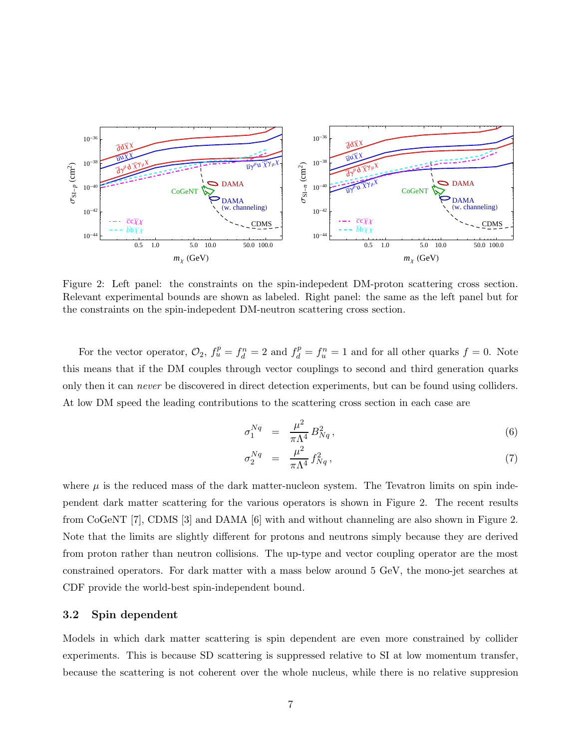Figure 2: Left panel: the constraints on the spin-indepedent DM-proton scattering cross section. Relevant experimental bounds are shown as labeled. Right panel: the same as the left panel but for the constraints on the spin-indepedent DM-neutron scattering cross section.

For the vector operator, $\mathcal{O}_2$, $f_u^p = f_d^n = 2$ and $f_d^p = f_u^n = 1$ and for all other quarks $f = 0$. Note this means that if the DM couples through vector couplings to second and third generation quarks only then it can *never* be discovered in direct detection experiments, but can be found using colliders. At low DM speed the leading contributions to the scattering cross section in each case are

$$\sigma_1^{Nq} = \frac{\mu^2}{\pi\Lambda^4} B_{Nq}^2 \,, \tag{6}$$

$$\sigma_2^{Nq} = \frac{\mu^2}{\pi\Lambda^4} f_{Nq}^2 \,, \tag{7}$$

where $\mu$ is the reduced mass of the dark matter-nucleon system. The Tevatron limits on spin independent dark matter scattering for the various operators is shown in Figure 2. The recent results from CoGeNT [7], CDMS [3] and DAMA [6] with and without channeling are also shown in Figure 2. Note that the limits are slightly different for protons and neutrons simply because they are derived from proton rather than neutron collisions. The up-type and vector coupling operator are the most constrained operators. For dark matter with a mass below around 5 GeV, the mono-jet searches at CDF provide the world-best spin-independent bound.

### 3.2 Spin dependent

Models in which dark matter scattering is spin dependent are even more constrained by collider experiments. This is because SD scattering is suppressed relative to SI at low momentum transfer, because the scattering is not coherent over the whole nucleus, while there is no relative suppresion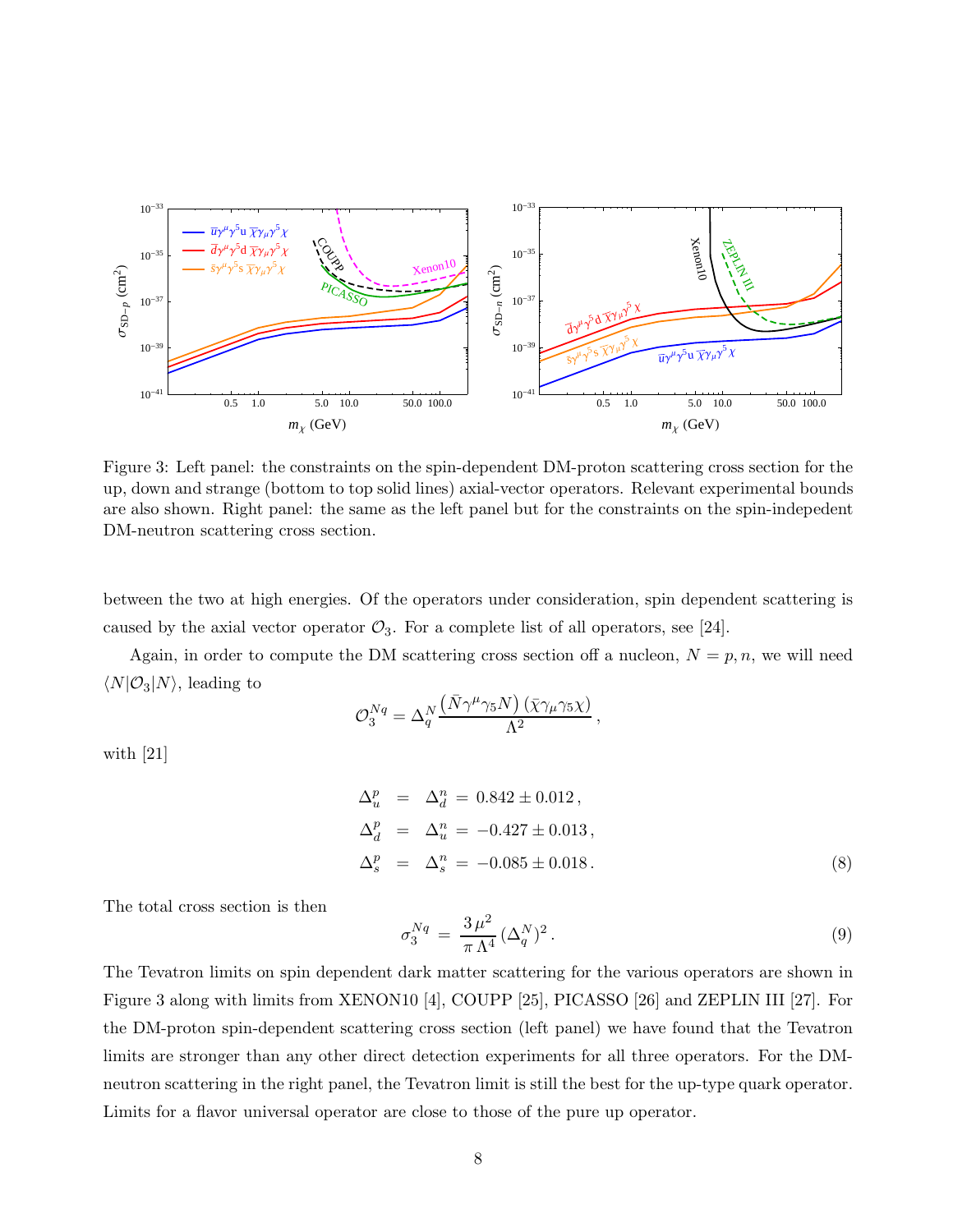Figure 3: Left panel: the constraints on the spin-dependent DM-proton scattering cross section for the up, down and strange (bottom to top solid lines) axial-vector operators. Relevant experimental bounds are also shown. Right panel: the same as the left panel but for the constraints on the spin-indepedent DM-neutron scattering cross section.

between the two at high energies. Of the operators under consideration, spin dependent scattering is caused by the axial vector operator $\mathcal{O}_3$. For a complete list of all operators, see [24].

Again, in order to compute the DM scattering cross section off a nucleon, $N = p, n$, we will need $\langle N|\mathcal{O}_3|N\rangle$, leading to

$$\mathcal{O}_3^{Nq} = \Delta_q^N \frac{\left(\bar{N}\gamma^\mu\gamma_5 N\right)\left(\bar{\chi}\gamma_\mu\gamma_5\chi\right)}{\Lambda^2}\,,$$

with [21]

$$\begin{aligned}
\Delta_u^p &= \Delta_d^n \;=\; 0.842 \pm 0.012\,, \\
\Delta_d^p &= \Delta_u^n \;=\; -0.427 \pm 0.013\,, \\
\Delta_s^p &= \Delta_s^n \;=\; -0.085 \pm 0.018\,.
\end{aligned} \tag{8}$$

The total cross section is then

$$\sigma_3^{Nq} \;=\; \frac{3\,\mu^2}{\pi\,\Lambda^4}\,(\Delta_q^N)^2\,. \tag{9}$$

The Tevatron limits on spin dependent dark matter scattering for the various operators are shown in Figure 3 along with limits from XENON10 [4], COUPP [25], PICASSO [26] and ZEPLIN III [27]. For the DM-proton spin-dependent scattering cross section (left panel) we have found that the Tevatron limits are stronger than any other direct detection experiments for all three operators. For the DM-neutron scattering in the right panel, the Tevatron limit is still the best for the up-type quark operator. Limits for a flavor universal operator are close to those of the pure up operator.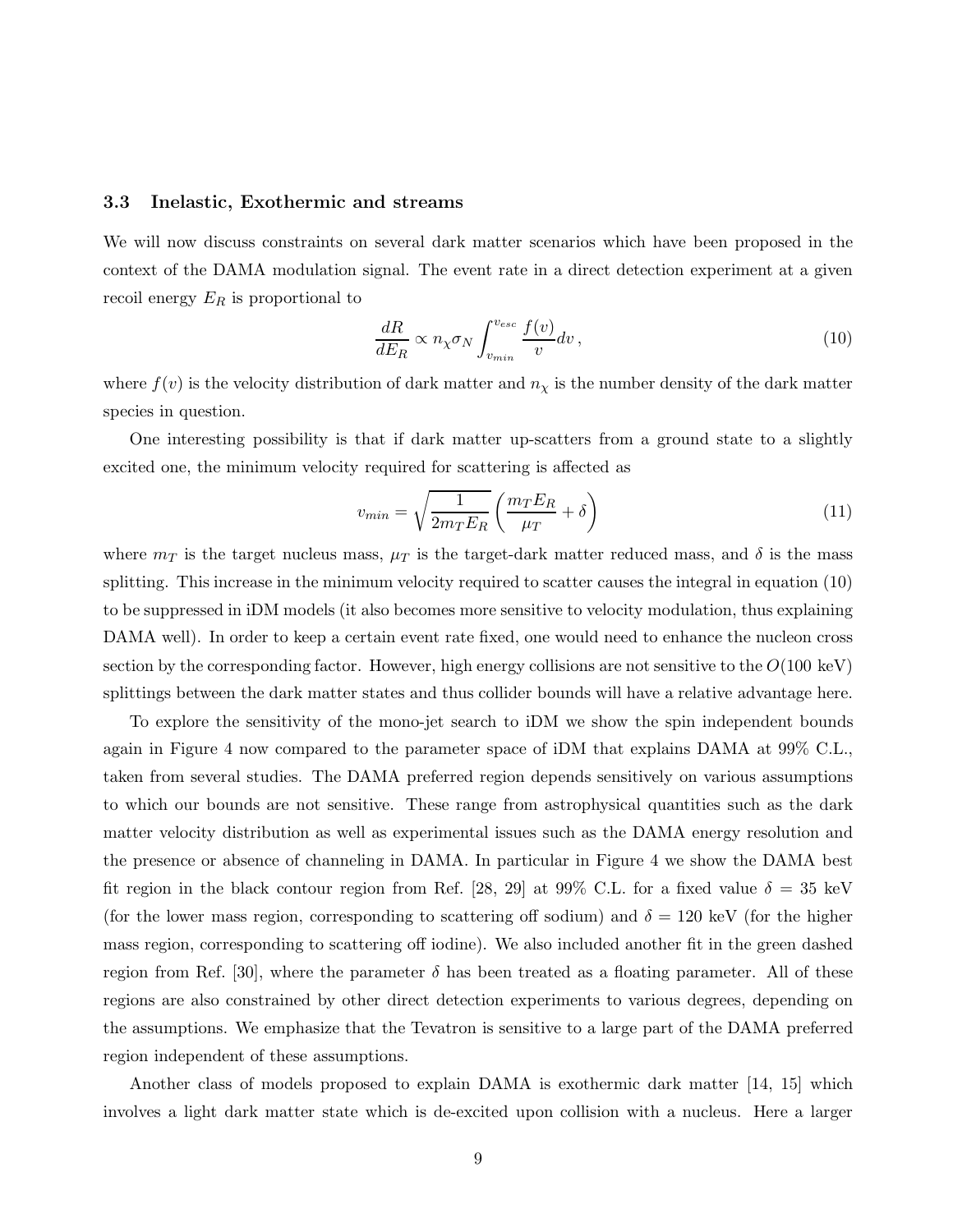### 3.3 Inelastic, Exothermic and streams

We will now discuss constraints on several dark matter scenarios which have been proposed in the context of the DAMA modulation signal. The event rate in a direct detection experiment at a given recoil energy $E_R$ is proportional to

$$\frac{dR}{dE_R} \propto n_\chi \sigma_N \int_{v_{min}}^{v_{esc}} \frac{f(v)}{v} dv \,, \tag{10}$$

where $f(v)$ is the velocity distribution of dark matter and $n_\chi$ is the number density of the dark matter species in question.

One interesting possibility is that if dark matter up-scatters from a ground state to a slightly excited one, the minimum velocity required for scattering is affected as

$$v_{min} = \sqrt{\frac{1}{2 m_T E_R}} \left( \frac{m_T E_R}{\mu_T} + \delta \right) \tag{11}$$

where $m_T$ is the target nucleus mass, $\mu_T$ is the target-dark matter reduced mass, and $\delta$ is the mass splitting. This increase in the minimum velocity required to scatter causes the integral in equation (10) to be suppressed in iDM models (it also becomes more sensitive to velocity modulation, thus explaining DAMA well). In order to keep a certain event rate fixed, one would need to enhance the nucleon cross section by the corresponding factor. However, high energy collisions are not sensitive to the $O(100 \text{ keV})$ splittings between the dark matter states and thus collider bounds will have a relative advantage here.

To explore the sensitivity of the mono-jet search to iDM we show the spin independent bounds again in Figure 4 now compared to the parameter space of iDM that explains DAMA at 99% C.L., taken from several studies. The DAMA preferred region depends sensitively on various assumptions to which our bounds are not sensitive. These range from astrophysical quantities such as the dark matter velocity distribution as well as experimental issues such as the DAMA energy resolution and the presence or absence of channeling in DAMA. In particular in Figure 4 we show the DAMA best fit region in the black contour region from Ref. [28, 29] at 99% C.L. for a fixed value $\delta = 35$ keV (for the lower mass region, corresponding to scattering off sodium) and $\delta = 120$ keV (for the higher mass region, corresponding to scattering off iodine). We also included another fit in the green dashed region from Ref. [30], where the parameter $\delta$ has been treated as a floating parameter. All of these regions are also constrained by other direct detection experiments to various degrees, depending on the assumptions. We emphasize that the Tevatron is sensitive to a large part of the DAMA preferred region independent of these assumptions.

Another class of models proposed to explain DAMA is exothermic dark matter [14, 15] which involves a light dark matter state which is de-excited upon collision with a nucleus. Here a larger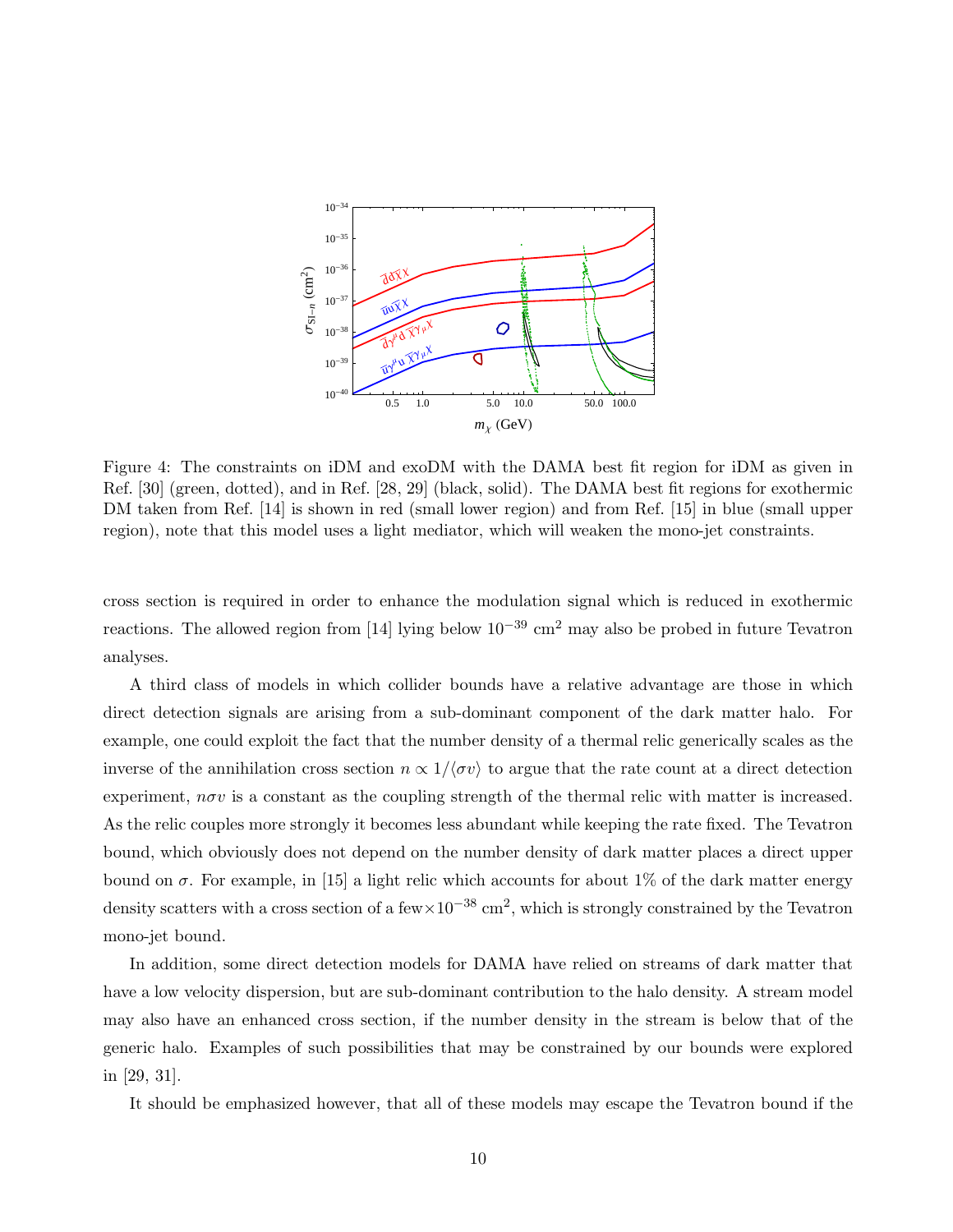Figure 4: The constraints on iDM and exoDM with the DAMA best fit region for iDM as given in Ref. [30] (green, dotted), and in Ref. [28, 29] (black, solid). The DAMA best fit regions for exothermic DM taken from Ref. [14] is shown in red (small lower region) and from Ref. [15] in blue (small upper region), note that this model uses a light mediator, which will weaken the mono-jet constraints.

cross section is required in order to enhance the modulation signal which is reduced in exothermic reactions. The allowed region from [14] lying below $10^{-39}$ cm$^2$ may also be probed in future Tevatron analyses.

A third class of models in which collider bounds have a relative advantage are those in which direct detection signals are arising from a sub-dominant component of the dark matter halo. For example, one could exploit the fact that the number density of a thermal relic generically scales as the inverse of the annihilation cross section $n \propto 1/\langle \sigma v \rangle$ to argue that the rate count at a direct detection experiment, $n\sigma v$ is a constant as the coupling strength of the thermal relic with matter is increased. As the relic couples more strongly it becomes less abundant while keeping the rate fixed. The Tevatron bound, which obviously does not depend on the number density of dark matter places a direct upper bound on $\sigma$. For example, in [15] a light relic which accounts for about 1% of the dark matter energy density scatters with a cross section of a few$\times 10^{-38}$ cm$^2$, which is strongly constrained by the Tevatron mono-jet bound.

In addition, some direct detection models for DAMA have relied on streams of dark matter that have a low velocity dispersion, but are sub-dominant contribution to the halo density. A stream model may also have an enhanced cross section, if the number density in the stream is below that of the generic halo. Examples of such possibilities that may be constrained by our bounds were explored in [29, 31].

It should be emphasized however, that all of these models may escape the Tevatron bound if the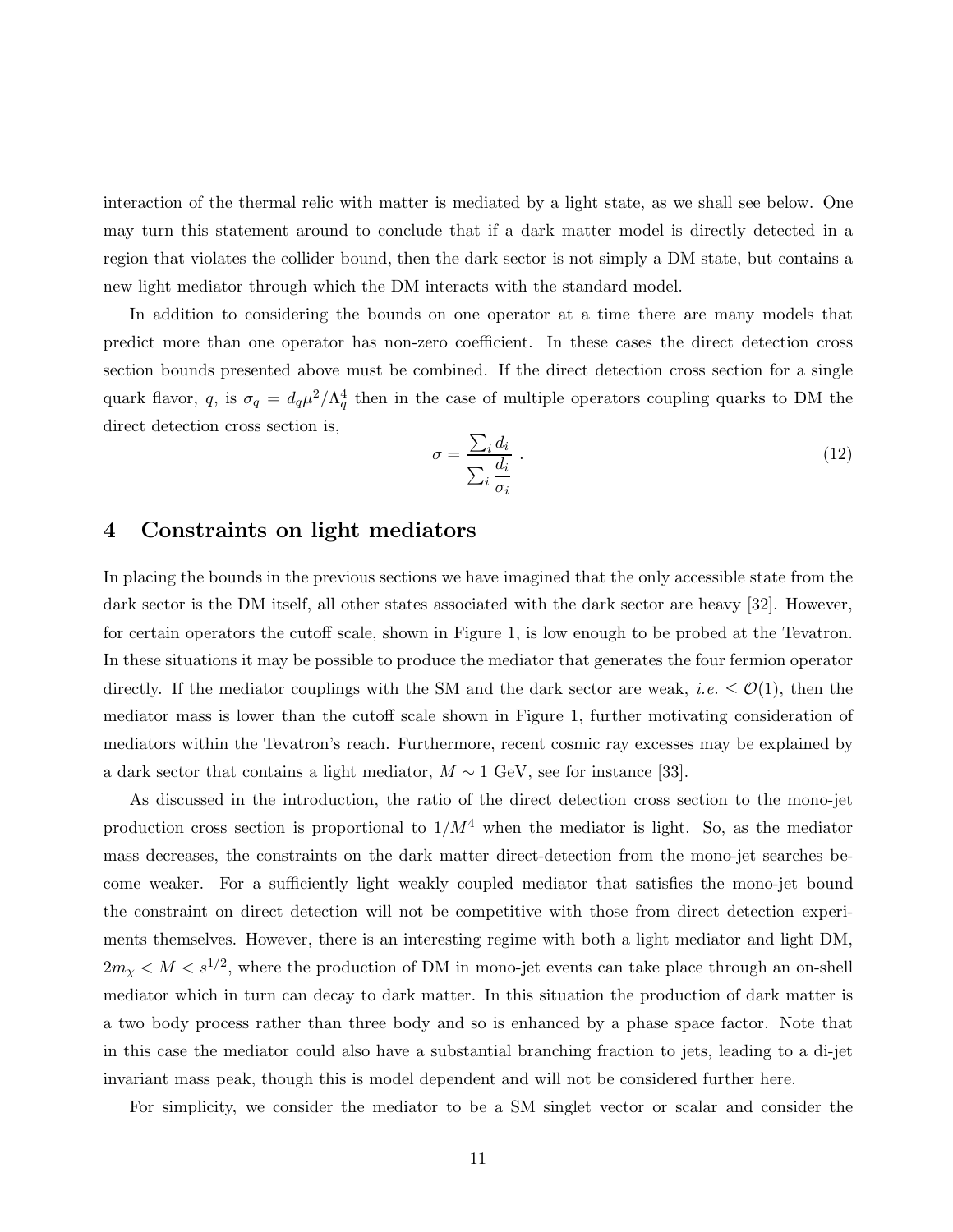interaction of the thermal relic with matter is mediated by a light state, as we shall see below. One may turn this statement around to conclude that if a dark matter model is directly detected in a region that violates the collider bound, then the dark sector is not simply a DM state, but contains a new light mediator through which the DM interacts with the standard model.

In addition to considering the bounds on one operator at a time there are many models that predict more than one operator has non-zero coefficient. In these cases the direct detection cross section bounds presented above must be combined. If the direct detection cross section for a single quark flavor, $q$, is $\sigma_q = d_q \mu^2/\Lambda_q^4$ then in the case of multiple operators coupling quarks to DM the direct detection cross section is,

$$\sigma = \frac{\sum_i d_i}{\sum_i \frac{d_i}{\sigma_i}} \,. \tag{12}$$

## 4 Constraints on light mediators

In placing the bounds in the previous sections we have imagined that the only accessible state from the dark sector is the DM itself, all other states associated with the dark sector are heavy [32]. However, for certain operators the cutoff scale, shown in Figure 1, is low enough to be probed at the Tevatron. In these situations it may be possible to produce the mediator that generates the four fermion operator directly. If the mediator couplings with the SM and the dark sector are weak, *i.e.* $\leq \mathcal{O}(1)$, then the mediator mass is lower than the cutoff scale shown in Figure 1, further motivating consideration of mediators within the Tevatron's reach. Furthermore, recent cosmic ray excesses may be explained by a dark sector that contains a light mediator, $M \sim 1$ GeV, see for instance [33].

As discussed in the introduction, the ratio of the direct detection cross section to the mono-jet production cross section is proportional to $1/M^4$ when the mediator is light. So, as the mediator mass decreases, the constraints on the dark matter direct-detection from the mono-jet searches become weaker. For a sufficiently light weakly coupled mediator that satisfies the mono-jet bound the constraint on direct detection will not be competitive with those from direct detection experiments themselves. However, there is an interesting regime with both a light mediator and light DM, $2m_\chi < M < s^{1/2}$, where the production of DM in mono-jet events can take place through an on-shell mediator which in turn can decay to dark matter. In this situation the production of dark matter is a two body process rather than three body and so is enhanced by a phase space factor. Note that in this case the mediator could also have a substantial branching fraction to jets, leading to a di-jet invariant mass peak, though this is model dependent and will not be considered further here.

For simplicity, we consider the mediator to be a SM singlet vector or scalar and consider the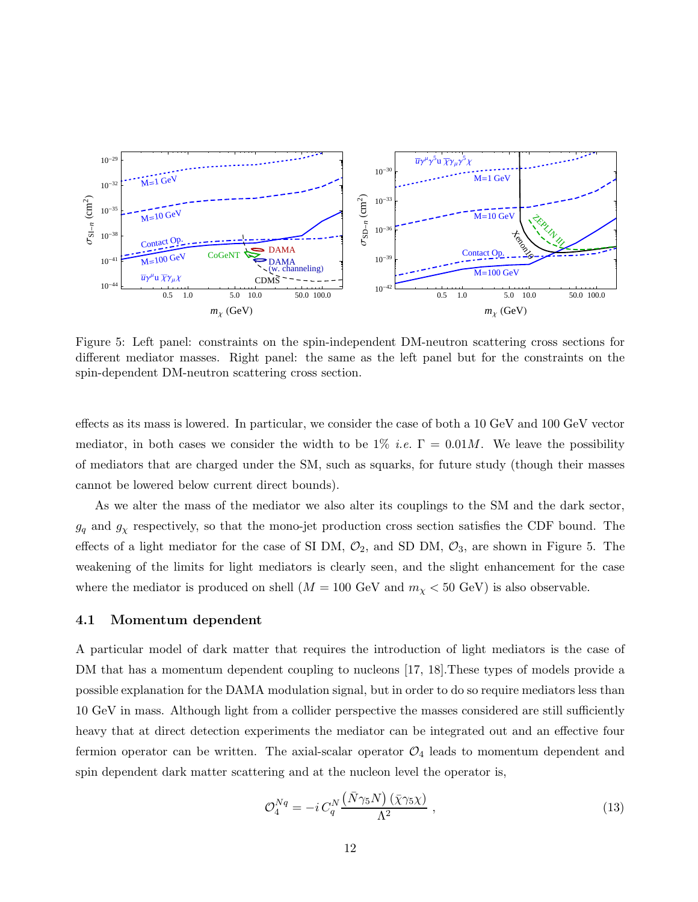Figure 5: Left panel: constraints on the spin-independent DM-neutron scattering cross sections for different mediator masses. Right panel: the same as the left panel but for the constraints on the spin-dependent DM-neutron scattering cross section.

effects as its mass is lowered. In particular, we consider the case of both a 10 GeV and 100 GeV vector mediator, in both cases we consider the width to be 1% *i.e.* $\Gamma = 0.01M$. We leave the possibility of mediators that are charged under the SM, such as squarks, for future study (though their masses cannot be lowered below current direct bounds).

As we alter the mass of the mediator we also alter its couplings to the SM and the dark sector, $g_q$ and $g_\chi$ respectively, so that the mono-jet production cross section satisfies the CDF bound. The effects of a light mediator for the case of SI DM, $\mathcal{O}_2$, and SD DM, $\mathcal{O}_3$, are shown in Figure 5. The weakening of the limits for light mediators is clearly seen, and the slight enhancement for the case where the mediator is produced on shell ($M = 100$ GeV and $m_\chi < 50$ GeV) is also observable.

### 4.1 Momentum dependent

A particular model of dark matter that requires the introduction of light mediators is the case of DM that has a momentum dependent coupling to nucleons [17, 18].These types of models provide a possible explanation for the DAMA modulation signal, but in order to do so require mediators less than 10 GeV in mass. Although light from a collider perspective the masses considered are still sufficiently heavy that at direct detection experiments the mediator can be integrated out and an effective four fermion operator can be written. The axial-scalar operator $\mathcal{O}_4$ leads to momentum dependent and spin dependent dark matter scattering and at the nucleon level the operator is,

$$\mathcal{O}_4^{Nq} = -i\, C_q^N \frac{\left(\bar{N}\gamma_5 N\right)\left(\bar{\chi}\gamma_5\chi\right)}{\Lambda^2}\ , \tag{13}$$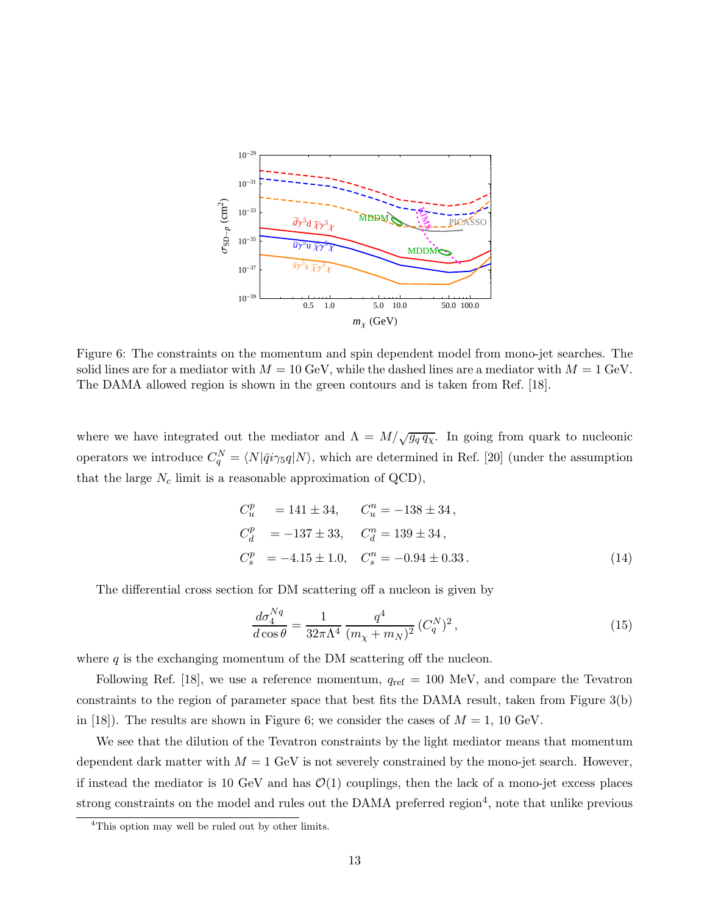Figure 6: The constraints on the momentum and spin dependent model from mono-jet searches. The solid lines are for a mediator with $M = 10$ GeV, while the dashed lines are a mediator with $M = 1$ GeV. The DAMA allowed region is shown in the green contours and is taken from Ref. [18].

where we have integrated out the mediator and $\Lambda = M/\sqrt{g_q\, g_\chi}$. In going from quark to nucleonic operators we introduce $C_q^N = \langle N|\bar{q}i\gamma_5 q|N\rangle$, which are determined in Ref. [20] (under the assumption that the large $N_c$ limit is a reasonable approximation of QCD),

$$
\begin{aligned}
C_u^p &= 141 \pm 34, \quad & C_u^n &= -138 \pm 34\,, \\
C_d^p &= -137 \pm 33, \quad & C_d^n &= 139 \pm 34\,, \\
C_s^p &= -4.15 \pm 1.0, \quad & C_s^n &= -0.94 \pm 0.33\,.
\end{aligned}
\tag{14}
$$

The differential cross section for DM scattering off a nucleon is given by

$$
\frac{d\sigma_4^{Nq}}{d\cos\theta} = \frac{1}{32\pi\Lambda^4}\,\frac{q^4}{(m_\chi + m_N)^2}\,(C_q^N)^2\,,
\tag{15}
$$

where $q$ is the exchanging momentum of the DM scattering off the nucleon.

Following Ref. [18], we use a reference momentum, $q_{\rm ref} = 100$ MeV, and compare the Tevatron constraints to the region of parameter space that best fits the DAMA result, taken from Figure 3(b) in [18]). The results are shown in Figure 6; we consider the cases of $M = 1$, 10 GeV.

We see that the dilution of the Tevatron constraints by the light mediator means that momentum dependent dark matter with $M = 1$ GeV is not severely constrained by the mono-jet search. However, if instead the mediator is 10 GeV and has $\mathcal{O}(1)$ couplings, then the lack of a mono-jet excess places strong constraints on the model and rules out the DAMA preferred region[4], note that unlike previous

[4] This option may well be ruled out by other limits.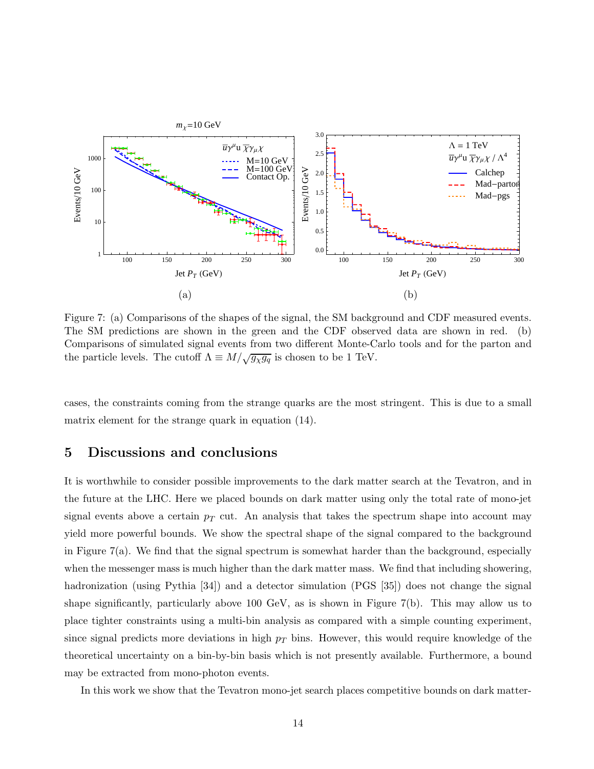Figure 7: (a) Comparisons of the shapes of the signal, the SM background and CDF measured events. The SM predictions are shown in the green and the CDF observed data are shown in red. (b) Comparisons of simulated signal events from two different Monte-Carlo tools and for the parton and the particle levels. The cutoff $\Lambda \equiv M/\sqrt{g_\chi g_q}$ is chosen to be 1 TeV.

cases, the constraints coming from the strange quarks are the most stringent. This is due to a small matrix element for the strange quark in equation (14).

## 5 Discussions and conclusions

It is worthwhile to consider possible improvements to the dark matter search at the Tevatron, and in the future at the LHC. Here we placed bounds on dark matter using only the total rate of mono-jet signal events above a certain $p_T$ cut. An analysis that takes the spectrum shape into account may yield more powerful bounds. We show the spectral shape of the signal compared to the background in Figure 7(a). We find that the signal spectrum is somewhat harder than the background, especially when the messenger mass is much higher than the dark matter mass. We find that including showering, hadronization (using Pythia [34]) and a detector simulation (PGS [35]) does not change the signal shape significantly, particularly above 100 GeV, as is shown in Figure 7(b). This may allow us to place tighter constraints using a multi-bin analysis as compared with a simple counting experiment, since signal predicts more deviations in high $p_T$ bins. However, this would require knowledge of the theoretical uncertainty on a bin-by-bin basis which is not presently available. Furthermore, a bound may be extracted from mono-photon events.

In this work we show that the Tevatron mono-jet search places competitive bounds on dark matter-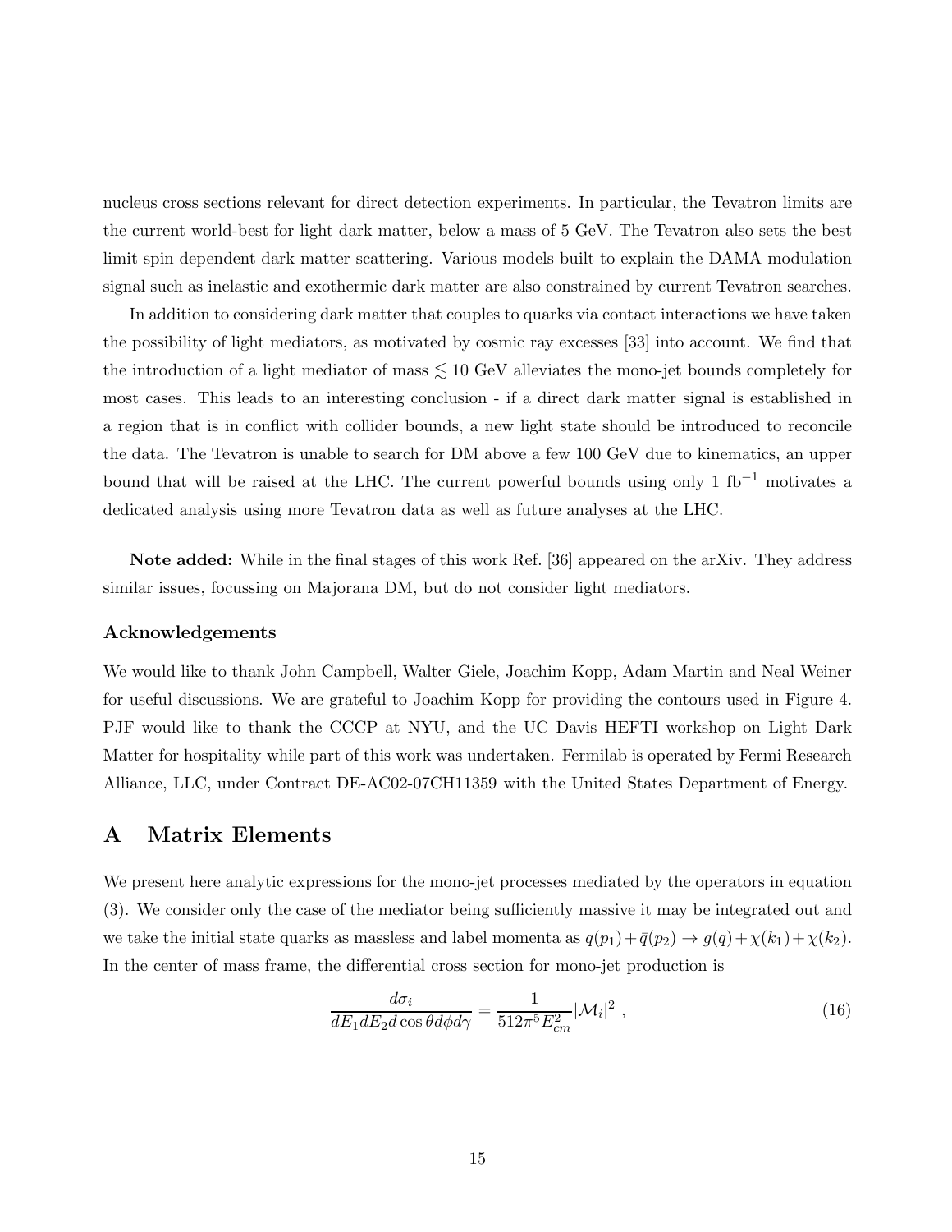nucleus cross sections relevant for direct detection experiments. In particular, the Tevatron limits are the current world-best for light dark matter, below a mass of 5 GeV. The Tevatron also sets the best limit spin dependent dark matter scattering. Various models built to explain the DAMA modulation signal such as inelastic and exothermic dark matter are also constrained by current Tevatron searches.

In addition to considering dark matter that couples to quarks via contact interactions we have taken the possibility of light mediators, as motivated by cosmic ray excesses [33] into account. We find that the introduction of a light mediator of mass $\lesssim 10$ GeV alleviates the mono-jet bounds completely for most cases. This leads to an interesting conclusion - if a direct dark matter signal is established in a region that is in conflict with collider bounds, a new light state should be introduced to reconcile the data. The Tevatron is unable to search for DM above a few 100 GeV due to kinematics, an upper bound that will be raised at the LHC. The current powerful bounds using only 1 fb$^{-1}$ motivates a dedicated analysis using more Tevatron data as well as future analyses at the LHC.

**Note added:** While in the final stages of this work Ref. [36] appeared on the arXiv. They address similar issues, focussing on Majorana DM, but do not consider light mediators.

### Acknowledgements

We would like to thank John Campbell, Walter Giele, Joachim Kopp, Adam Martin and Neal Weiner for useful discussions. We are grateful to Joachim Kopp for providing the contours used in Figure 4. PJF would like to thank the CCCP at NYU, and the UC Davis HEFTI workshop on Light Dark Matter for hospitality while part of this work was undertaken. Fermilab is operated by Fermi Research Alliance, LLC, under Contract DE-AC02-07CH11359 with the United States Department of Energy.

## A Matrix Elements

We present here analytic expressions for the mono-jet processes mediated by the operators in equation (3). We consider only the case of the mediator being sufficiently massive it may be integrated out and we take the initial state quarks as massless and label momenta as $q(p_1)+\bar{q}(p_2) \rightarrow g(q)+\chi(k_1)+\chi(k_2)$. In the center of mass frame, the differential cross section for mono-jet production is

$$\frac{d\sigma_i}{dE_1 dE_2 d\cos\theta d\phi d\gamma} = \frac{1}{512\pi^5 E_{cm}^2}|\mathcal{M}_i|^2 \ , \tag{16}$$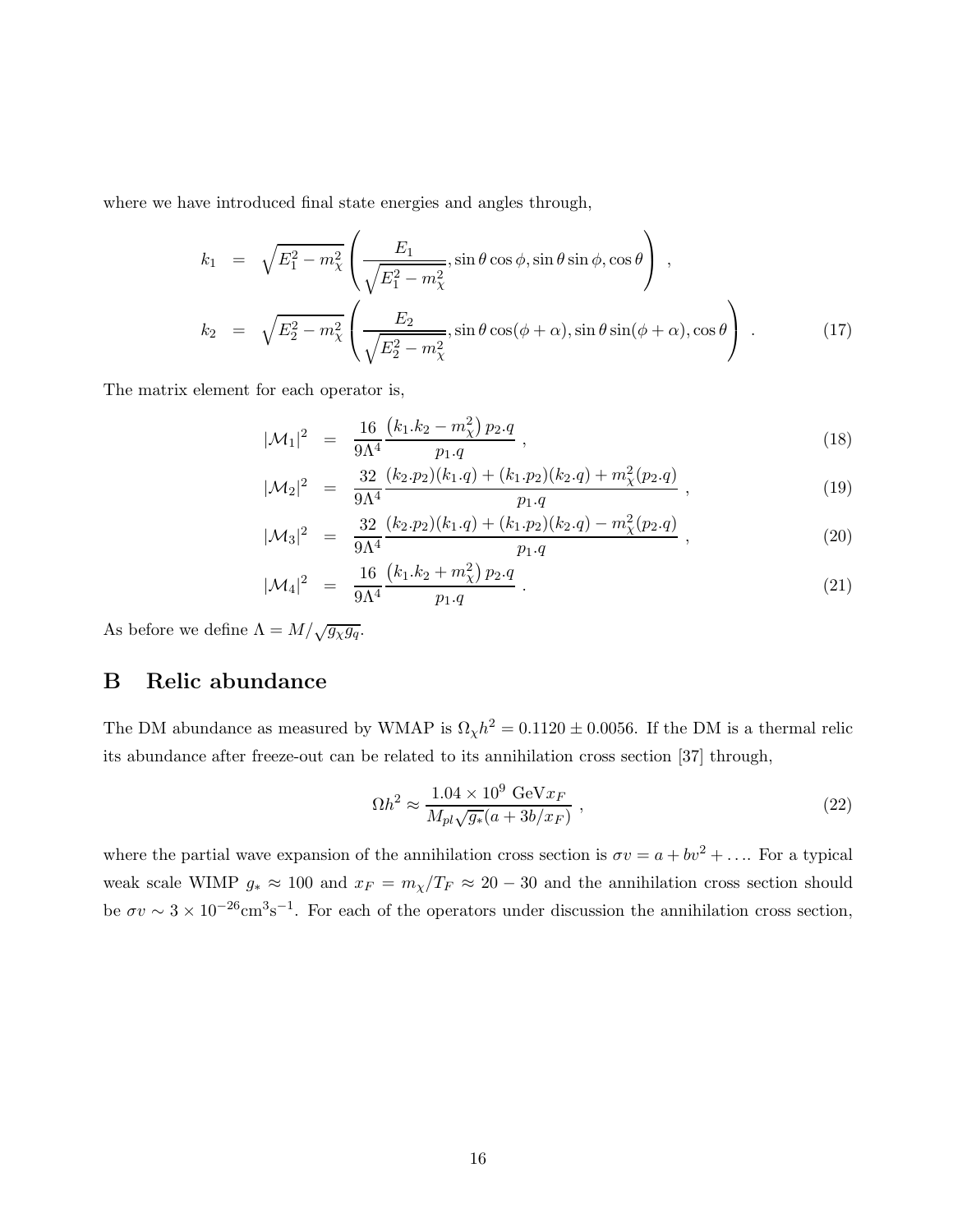where we have introduced final state energies and angles through,

$$
\begin{aligned}
k_1 &= \sqrt{E_1^2 - m_\chi^2}\left(\frac{E_1}{\sqrt{E_1^2 - m_\chi^2}}, \sin\theta\cos\phi, \sin\theta\sin\phi, \cos\theta\right) , \\
k_2 &= \sqrt{E_2^2 - m_\chi^2}\left(\frac{E_2}{\sqrt{E_2^2 - m_\chi^2}}, \sin\theta\cos(\phi+\alpha), \sin\theta\sin(\phi+\alpha), \cos\theta\right) . \qquad (17)
\end{aligned}
$$

The matrix element for each operator is,

$$
|\mathcal{M}_1|^2 = \frac{16}{9\Lambda^4}\frac{\left(k_1.k_2 - m_\chi^2\right) p_2.q}{p_1.q} , \qquad (18)
$$

$$
|\mathcal{M}_2|^2 = \frac{32}{9\Lambda^4}\frac{(k_2.p_2)(k_1.q) + (k_1.p_2)(k_2.q) + m_\chi^2(p_2.q)}{p_1.q} , \qquad (19)
$$

$$
|\mathcal{M}_3|^2 = \frac{32}{9\Lambda^4}\frac{(k_2.p_2)(k_1.q) + (k_1.p_2)(k_2.q) - m_\chi^2(p_2.q)}{p_1.q} , \qquad (20)
$$

$$
|\mathcal{M}_4|^2 = \frac{16}{9\Lambda^4}\frac{\left(k_1.k_2 + m_\chi^2\right) p_2.q}{p_1.q} . \qquad (21)
$$

As before we define $\Lambda = M/\sqrt{g_\chi g_q}$.

## B Relic abundance

The DM abundance as measured by WMAP is $\Omega_\chi h^2 = 0.1120 \pm 0.0056$. If the DM is a thermal relic its abundance after freeze-out can be related to its annihilation cross section [37] through,

$$
\Omega h^2 \approx \frac{1.04 \times 10^9 \text{ GeV} x_F}{M_{pl}\sqrt{g_*}(a + 3b/x_F)} , \qquad (22)
$$

where the partial wave expansion of the annihilation cross section is $\sigma v = a + bv^2 + \ldots$. For a typical weak scale WIMP $g_* \approx 100$ and $x_F = m_\chi/T_F \approx 20 - 30$ and the annihilation cross section should be $\sigma v \sim 3 \times 10^{-26} \text{cm}^3\text{s}^{-1}$. For each of the operators under discussion the annihilation cross section,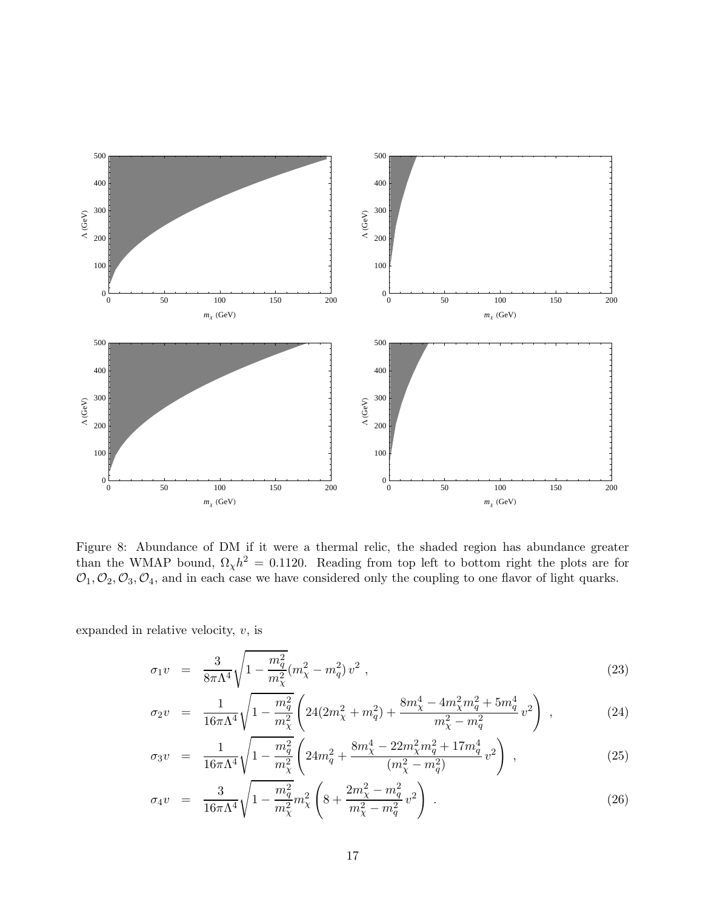Figure 8: Abundance of DM if it were a thermal relic, the shaded region has abundance greater than the WMAP bound, $\Omega_\chi h^2 = 0.1120$. Reading from top left to bottom right the plots are for $\mathcal{O}_1, \mathcal{O}_2, \mathcal{O}_3, \mathcal{O}_4$, and in each case we have considered only the coupling to one flavor of light quarks.

expanded in relative velocity, $v$, is

$$\sigma_1 v = \frac{3}{8\pi\Lambda^4}\sqrt{1-\frac{m_q^2}{m_\chi^2}}(m_\chi^2 - m_q^2)\, v^2 \ , \tag{23}$$

$$\sigma_2 v = \frac{1}{16\pi\Lambda^4}\sqrt{1-\frac{m_q^2}{m_\chi^2}}\left(24(2m_\chi^2 + m_q^2) + \frac{8m_\chi^4 - 4m_\chi^2 m_q^2 + 5m_q^4}{m_\chi^2 - m_q^2}\, v^2\right) \ , \tag{24}$$

$$\sigma_3 v = \frac{1}{16\pi\Lambda^4}\sqrt{1-\frac{m_q^2}{m_\chi^2}}\left(24m_q^2 + \frac{8m_\chi^4 - 22m_\chi^2 m_q^2 + 17m_q^4}{(m_\chi^2 - m_q^2)}\, v^2\right) \ , \tag{25}$$

$$\sigma_4 v = \frac{3}{16\pi\Lambda^4}\sqrt{1-\frac{m_q^2}{m_\chi^2}}m_\chi^2\left(8 + \frac{2m_\chi^2 - m_q^2}{m_\chi^2 - m_q^2}\, v^2\right) \ . \tag{26}$$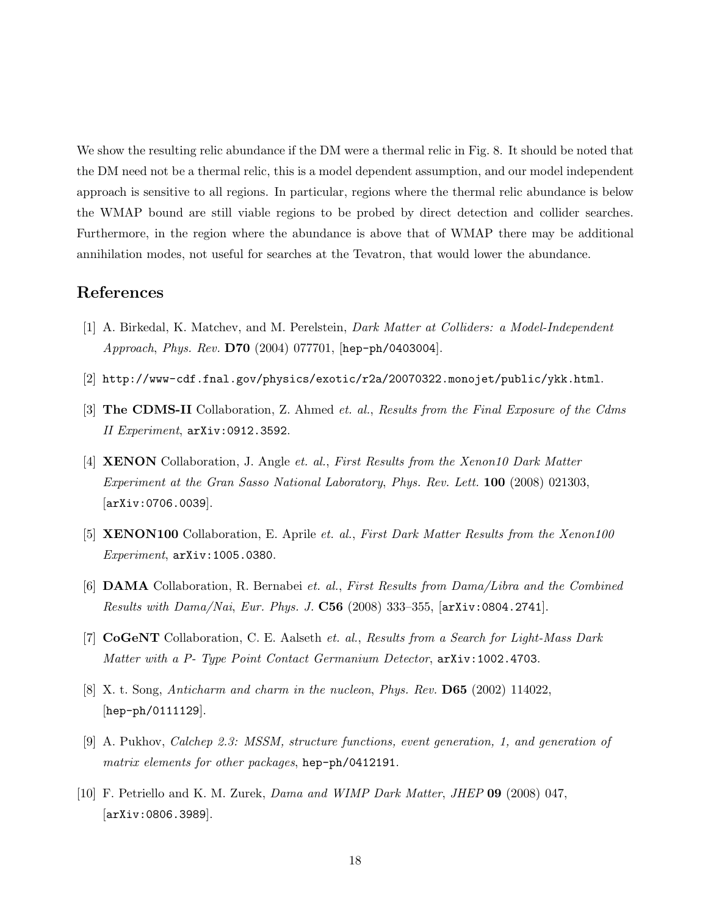We show the resulting relic abundance if the DM were a thermal relic in Fig. 8. It should be noted that the DM need not be a thermal relic, this is a model dependent assumption, and our model independent approach is sensitive to all regions. In particular, regions where the thermal relic abundance is below the WMAP bound are still viable regions to be probed by direct detection and collider searches. Furthermore, in the region where the abundance is above that of WMAP there may be additional annihilation modes, not useful for searches at the Tevatron, that would lower the abundance.

## References

[1] A. Birkedal, K. Matchev, and M. Perelstein, *Dark Matter at Colliders: a Model-Independent Approach*, *Phys. Rev.* **D70** (2004) 077701, [hep-ph/0403004].

[2] http://www-cdf.fnal.gov/physics/exotic/r2a/20070322.monojet/public/ykk.html.

[3] **The CDMS-II** Collaboration, Z. Ahmed *et. al.*, *Results from the Final Exposure of the Cdms II Experiment*, arXiv:0912.3592.

[4] **XENON** Collaboration, J. Angle *et. al.*, *First Results from the Xenon10 Dark Matter Experiment at the Gran Sasso National Laboratory*, *Phys. Rev. Lett.* **100** (2008) 021303, [arXiv:0706.0039].

[5] **XENON100** Collaboration, E. Aprile *et. al.*, *First Dark Matter Results from the Xenon100 Experiment*, arXiv:1005.0380.

[6] **DAMA** Collaboration, R. Bernabei *et. al.*, *First Results from Dama/Libra and the Combined Results with Dama/Nai*, *Eur. Phys. J.* **C56** (2008) 333–355, [arXiv:0804.2741].

[7] **CoGeNT** Collaboration, C. E. Aalseth *et. al.*, *Results from a Search for Light-Mass Dark Matter with a P- Type Point Contact Germanium Detector*, arXiv:1002.4703.

[8] X. t. Song, *Anticharm and charm in the nucleon*, *Phys. Rev.* **D65** (2002) 114022, [hep-ph/0111129].

[9] A. Pukhov, *Calchep 2.3: MSSM, structure functions, event generation, 1, and generation of matrix elements for other packages*, hep-ph/0412191.

[10] F. Petriello and K. M. Zurek, *Dama and WIMP Dark Matter*, *JHEP* **09** (2008) 047, [arXiv:0806.3989].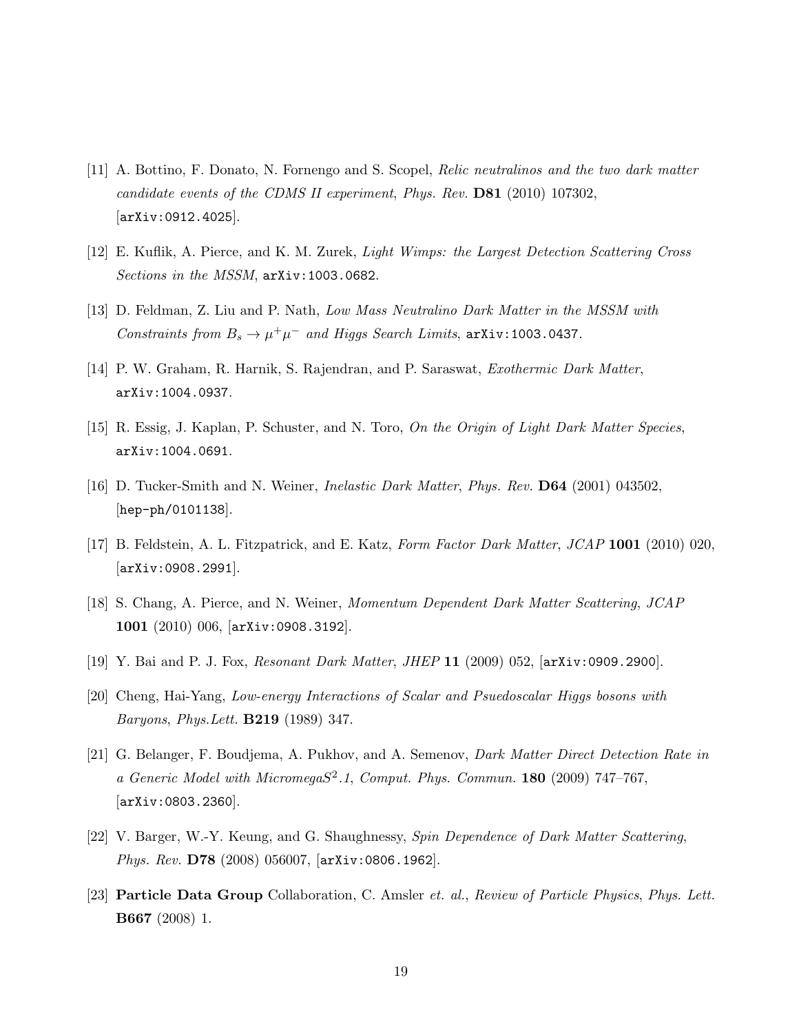[11] A. Bottino, F. Donato, N. Fornengo and S. Scopel, *Relic neutralinos and the two dark matter candidate events of the CDMS II experiment*, *Phys. Rev.* **D81** (2010) 107302, [arXiv:0912.4025].

[12] E. Kuflik, A. Pierce, and K. M. Zurek, *Light Wimps: the Largest Detection Scattering Cross Sections in the MSSM*, arXiv:1003.0682.

[13] D. Feldman, Z. Liu and P. Nath, *Low Mass Neutralino Dark Matter in the MSSM with Constraints from $B_s \to \mu^+\mu^-$ and Higgs Search Limits*, arXiv:1003.0437.

[14] P. W. Graham, R. Harnik, S. Rajendran, and P. Saraswat, *Exothermic Dark Matter*, arXiv:1004.0937.

[15] R. Essig, J. Kaplan, P. Schuster, and N. Toro, *On the Origin of Light Dark Matter Species*, arXiv:1004.0691.

[16] D. Tucker-Smith and N. Weiner, *Inelastic Dark Matter*, *Phys. Rev.* **D64** (2001) 043502, [hep-ph/0101138].

[17] B. Feldstein, A. L. Fitzpatrick, and E. Katz, *Form Factor Dark Matter*, *JCAP* **1001** (2010) 020, [arXiv:0908.2991].

[18] S. Chang, A. Pierce, and N. Weiner, *Momentum Dependent Dark Matter Scattering*, *JCAP* **1001** (2010) 006, [arXiv:0908.3192].

[19] Y. Bai and P. J. Fox, *Resonant Dark Matter*, *JHEP* **11** (2009) 052, [arXiv:0909.2900].

[20] Cheng, Hai-Yang, *Low-energy Interactions of Scalar and Psuedoscalar Higgs bosons with Baryons*, *Phys.Lett.* **B219** (1989) 347.

[21] G. Belanger, F. Boudjema, A. Pukhov, and A. Semenov, *Dark Matter Direct Detection Rate in a Generic Model with MicromegaS$^2$.1*, *Comput. Phys. Commun.* **180** (2009) 747–767, [arXiv:0803.2360].

[22] V. Barger, W.-Y. Keung, and G. Shaughnessy, *Spin Dependence of Dark Matter Scattering*, *Phys. Rev.* **D78** (2008) 056007, [arXiv:0806.1962].

[23] **Particle Data Group** Collaboration, C. Amsler *et. al.*, *Review of Particle Physics*, *Phys. Lett.* **B667** (2008) 1.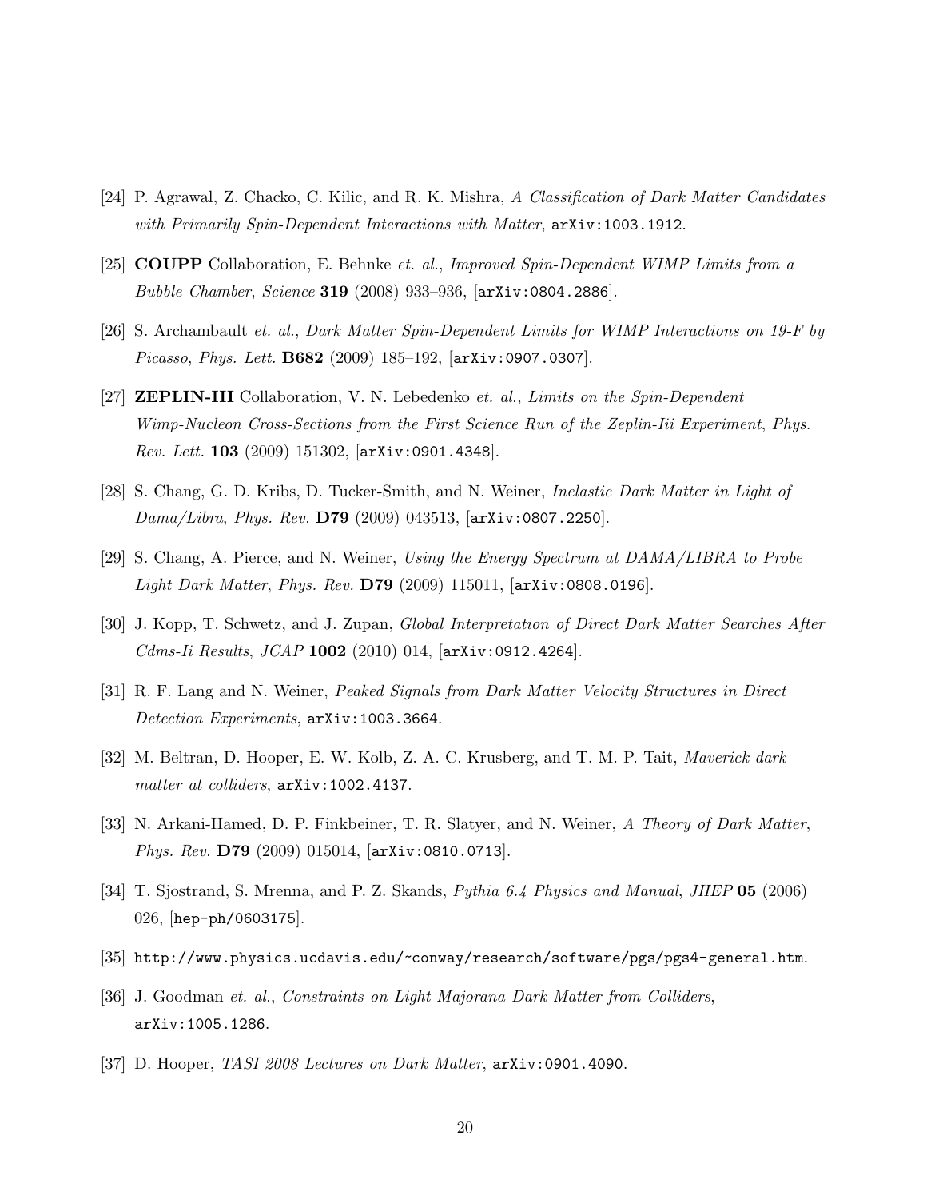[24] P. Agrawal, Z. Chacko, C. Kilic, and R. K. Mishra, *A Classification of Dark Matter Candidates with Primarily Spin-Dependent Interactions with Matter*, `arXiv:1003.1912`.

[25] **COUPP** Collaboration, E. Behnke *et. al.*, *Improved Spin-Dependent WIMP Limits from a Bubble Chamber*, *Science* **319** (2008) 933–936, [`arXiv:0804.2886`].

[26] S. Archambault *et. al.*, *Dark Matter Spin-Dependent Limits for WIMP Interactions on 19-F by Picasso*, *Phys. Lett.* **B682** (2009) 185–192, [`arXiv:0907.0307`].

[27] **ZEPLIN-III** Collaboration, V. N. Lebedenko *et. al.*, *Limits on the Spin-Dependent Wimp-Nucleon Cross-Sections from the First Science Run of the Zeplin-Iii Experiment*, *Phys. Rev. Lett.* **103** (2009) 151302, [`arXiv:0901.4348`].

[28] S. Chang, G. D. Kribs, D. Tucker-Smith, and N. Weiner, *Inelastic Dark Matter in Light of Dama/Libra*, *Phys. Rev.* **D79** (2009) 043513, [`arXiv:0807.2250`].

[29] S. Chang, A. Pierce, and N. Weiner, *Using the Energy Spectrum at DAMA/LIBRA to Probe Light Dark Matter*, *Phys. Rev.* **D79** (2009) 115011, [`arXiv:0808.0196`].

[30] J. Kopp, T. Schwetz, and J. Zupan, *Global Interpretation of Direct Dark Matter Searches After Cdms-Ii Results*, *JCAP* **1002** (2010) 014, [`arXiv:0912.4264`].

[31] R. F. Lang and N. Weiner, *Peaked Signals from Dark Matter Velocity Structures in Direct Detection Experiments*, `arXiv:1003.3664`.

[32] M. Beltran, D. Hooper, E. W. Kolb, Z. A. C. Krusberg, and T. M. P. Tait, *Maverick dark matter at colliders*, `arXiv:1002.4137`.

[33] N. Arkani-Hamed, D. P. Finkbeiner, T. R. Slatyer, and N. Weiner, *A Theory of Dark Matter*, *Phys. Rev.* **D79** (2009) 015014, [`arXiv:0810.0713`].

[34] T. Sjostrand, S. Mrenna, and P. Z. Skands, *Pythia 6.4 Physics and Manual*, *JHEP* **05** (2006) 026, [`hep-ph/0603175`].

[35] `http://www.physics.ucdavis.edu/~conway/research/software/pgs/pgs4-general.htm`.

[36] J. Goodman *et. al.*, *Constraints on Light Majorana Dark Matter from Colliders*, `arXiv:1005.1286`.

[37] D. Hooper, *TASI 2008 Lectures on Dark Matter*, `arXiv:0901.4090`.